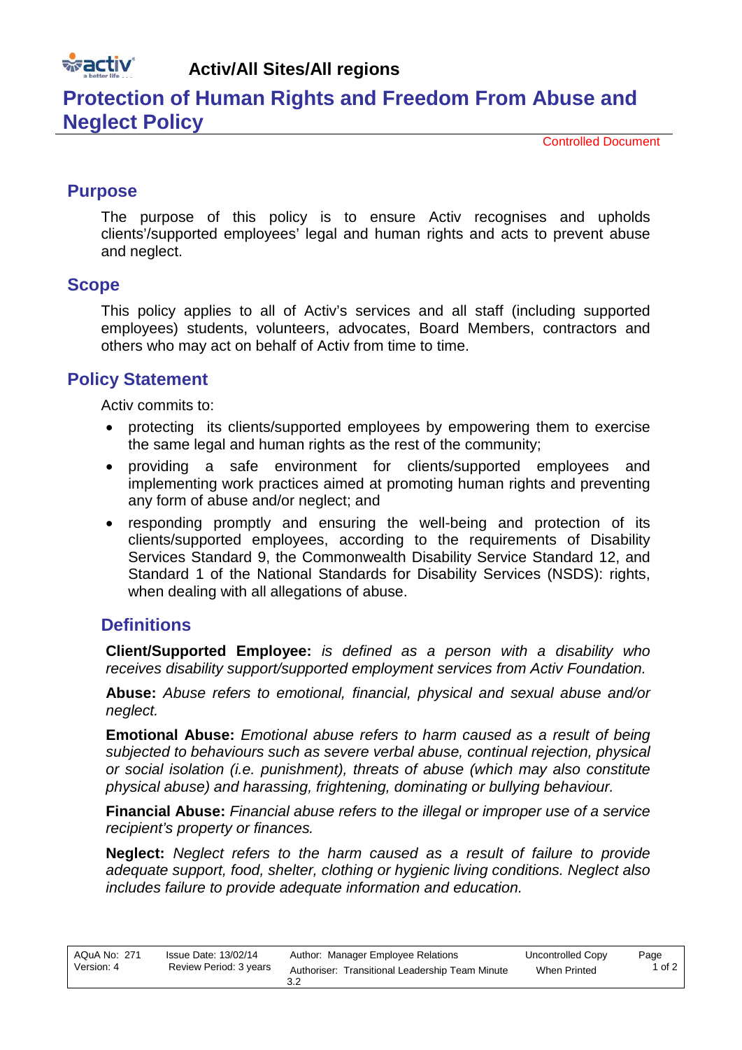# Activ/All Sites/All regions

# Protection of Human Rights and Freedom From Abuse and Neglect Policy

Controlled Document

## Purpose

The purpose of this policy is to ensure Activ recognises and upholds clients'/supported employees' legal and human rights and acts to prevent abuse and neglect.

## Scope

This policy applies to all of Activ's services and all staff (including supported employees) students, volunteers, advocates, Board Members, contractors and others who may act on behalf of Activ from time to time.

## Policy Statement

Activ commits to:

- protecting its clients/supported employees by empowering them to exercise the same legal and human rights as the rest of the community;
- providing a safe environment for clients/supported employees and implementing work practices aimed at promoting human rights and preventing any form of abuse and/or neglect; and
- responding promptly and ensuring the well-being and protection of its clients/supported employees, according to the requirements of Disability Services Standard 9, the Commonwealth Disability Service Standard 12, and Standard 1 of the National Standards for Disability Services (NSDS): rights, when dealing with all allegations of abuse.

## Definitions

**Client/Supported Employee:** *is defined as a person with a disability who receives disability support/supported employment services from Activ Foundation.*

**Abuse:** *Abuse refers to emotional, financial, physical and sexual abuse and/or neglect.*

**Emotional Abuse:** *Emotional abuse refers to harm caused as a result of being subjected to behaviours such as severe verbal abuse, continual rejection, physical or social isolation (i.e. punishment), threats of abuse (which may also constitute physical abuse) and harassing, frightening, dominating or bullying behaviour.*

**Financial Abuse:** *Financial abuse refers to the illegal or improper use of a service recipient's property or finances.*

**Neglect:** *Neglect refers to the harm caused as a result of failure to provide adequate support, food, shelter, clothing or hygienic living conditions. Neglect also includes failure to provide adequate information and education.*

| AQuA No: 271<br>Version: 4 | Issue Date: 13/02/14<br>Review Period: 3 years | Author: Manager Employee Relations<br>Authoriser: Transitional Leadership Team Minute 3.2 | Uncontrolled Copy When Printed |
|---|---|---|---|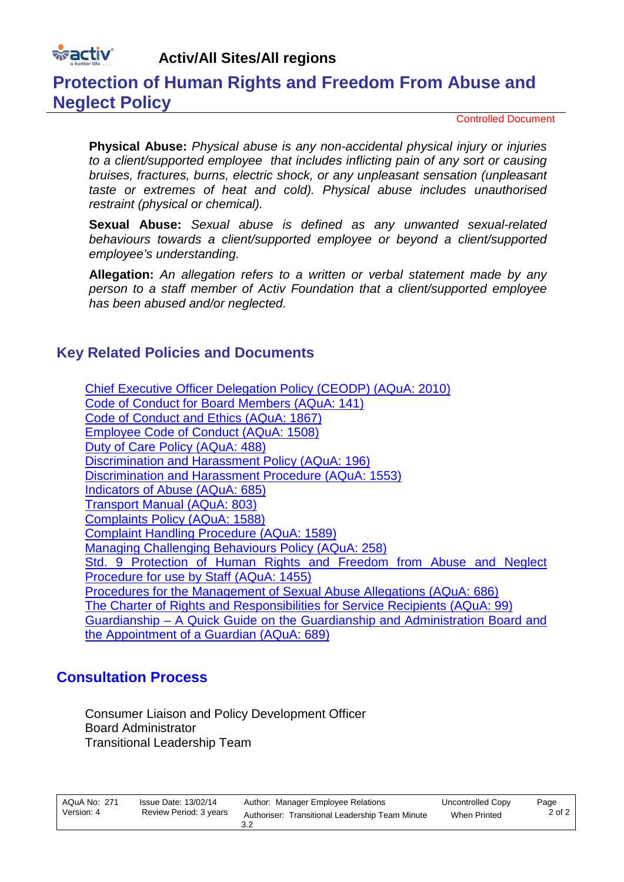**Physical Abuse:** *Physical abuse is any non-accidental physical injury or injuries to a client/supported employee that includes inflicting pain of any sort or causing bruises, fractures, burns, electric shock, or any unpleasant sensation (unpleasant taste or extremes of heat and cold). Physical abuse includes unauthorised restraint (physical or chemical).*

**Sexual Abuse:** *Sexual abuse is defined as any unwanted sexual-related behaviours towards a client/supported employee or beyond a client/supported employee's understanding.*

**Allegation:** *An allegation refers to a written or verbal statement made by any person to a staff member of Activ Foundation that a client/supported employee has been abused and/or neglected.*

## Key Related Policies and Documents

Chief Executive Officer Delegation Policy (CEODP) (AQuA: 2010)
Code of Conduct for Board Members (AQuA: 141)
Code of Conduct and Ethics (AQuA: 1867)
Employee Code of Conduct (AQuA: 1508)
Duty of Care Policy (AQuA: 488)
Discrimination and Harassment Policy (AQuA: 196)
Discrimination and Harassment Procedure (AQuA: 1553)
Indicators of Abuse (AQuA: 685)
Transport Manual (AQuA: 803)
Complaints Policy (AQuA: 1588)
Complaint Handling Procedure (AQuA: 1589)
Managing Challenging Behaviours Policy (AQuA: 258)
Std. 9 Protection of Human Rights and Freedom from Abuse and Neglect Procedure for use by Staff (AQuA: 1455)
Procedures for the Management of Sexual Abuse Allegations (AQuA: 686)
The Charter of Rights and Responsibilities for Service Recipients (AQuA: 99)
Guardianship – A Quick Guide on the Guardianship and Administration Board and the Appointment of a Guardian (AQuA: 689)

## Consultation Process

Consumer Liaison and Policy Development Officer
Board Administrator
Transitional Leadership Team